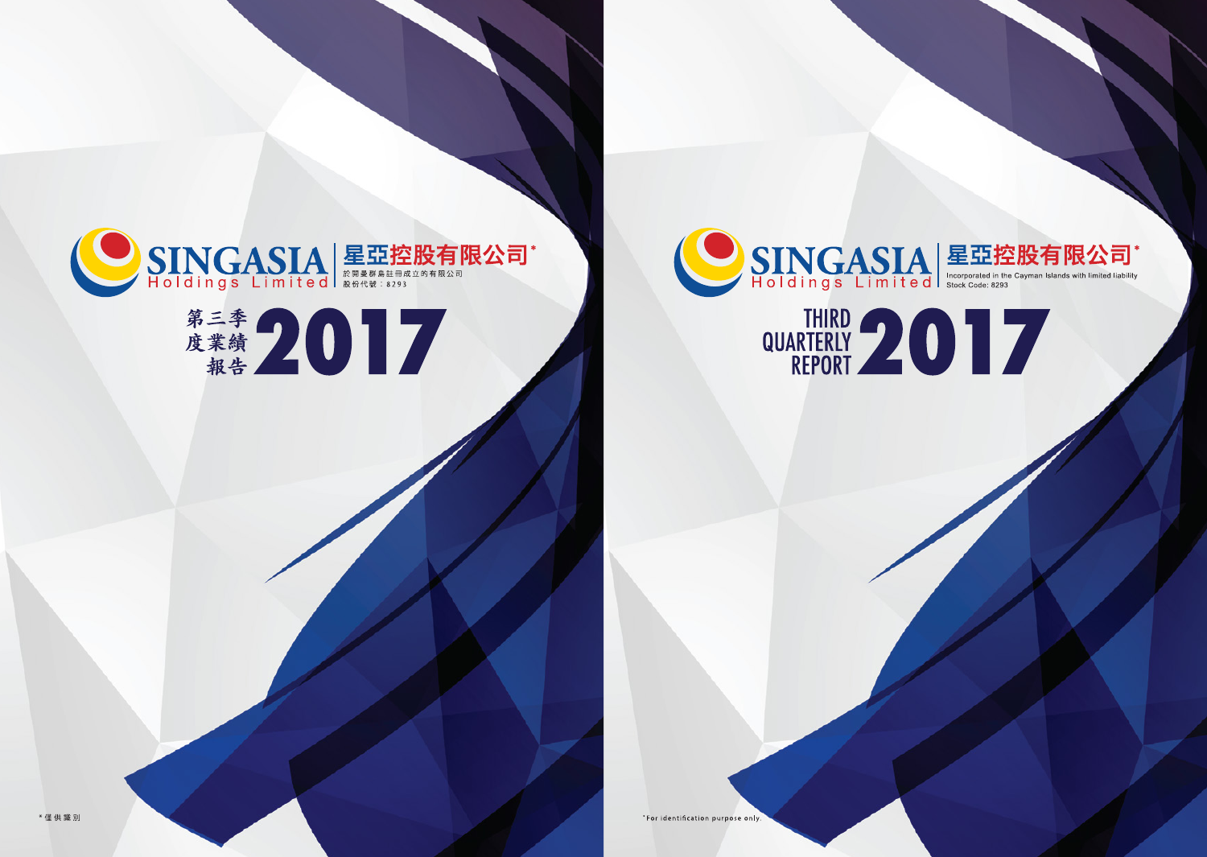SINGASIA Holdings Limited 星亞控股有限公司*

於開曼群島註冊成立的有限公司

股份代號：8293

# 第三季度業績報告 2017

\* 僅供識別

SINGASIA Holdings Limited 星亞控股有限公司*

Incorporated in the Cayman Islands with limited liability

Stock Code: 8293

# THIRD QUARTERLY REPORT 2017

\* For identification purpose only.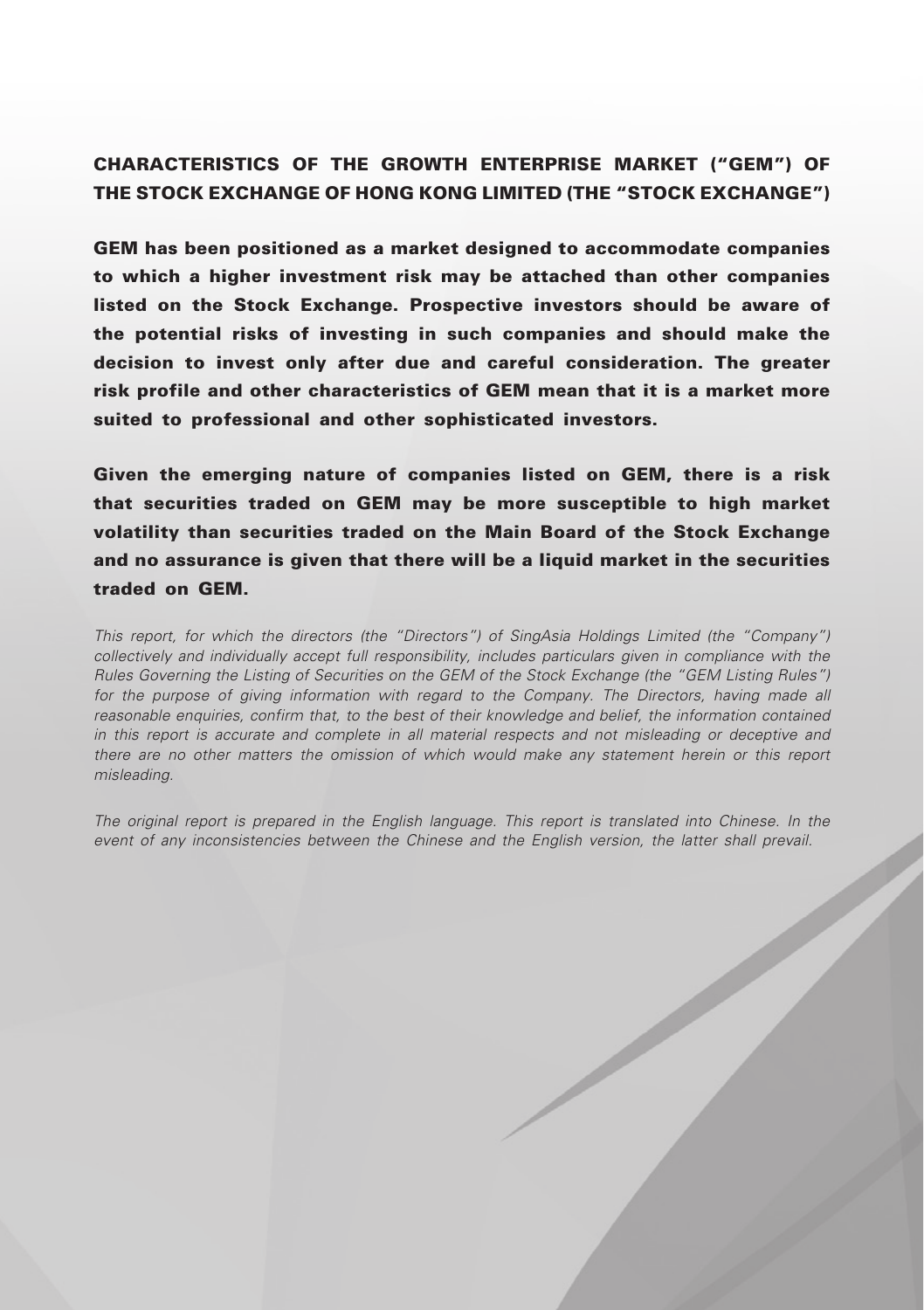## CHARACTERISTICS OF THE GROWTH ENTERPRISE MARKET ("GEM") OF THE STOCK EXCHANGE OF HONG KONG LIMITED (THE "STOCK EXCHANGE")

**GEM has been positioned as a market designed to accommodate companies to which a higher investment risk may be attached than other companies listed on the Stock Exchange. Prospective investors should be aware of the potential risks of investing in such companies and should make the decision to invest only after due and careful consideration. The greater risk profile and other characteristics of GEM mean that it is a market more suited to professional and other sophisticated investors.**

**Given the emerging nature of companies listed on GEM, there is a risk that securities traded on GEM may be more susceptible to high market volatility than securities traded on the Main Board of the Stock Exchange and no assurance is given that there will be a liquid market in the securities traded on GEM.**

*This report, for which the directors (the "Directors") of SingAsia Holdings Limited (the "Company") collectively and individually accept full responsibility, includes particulars given in compliance with the Rules Governing the Listing of Securities on the GEM of the Stock Exchange (the "GEM Listing Rules") for the purpose of giving information with regard to the Company. The Directors, having made all reasonable enquiries, confirm that, to the best of their knowledge and belief, the information contained in this report is accurate and complete in all material respects and not misleading or deceptive and there are no other matters the omission of which would make any statement herein or this report misleading.*

*The original report is prepared in the English language. This report is translated into Chinese. In the event of any inconsistencies between the Chinese and the English version, the latter shall prevail.*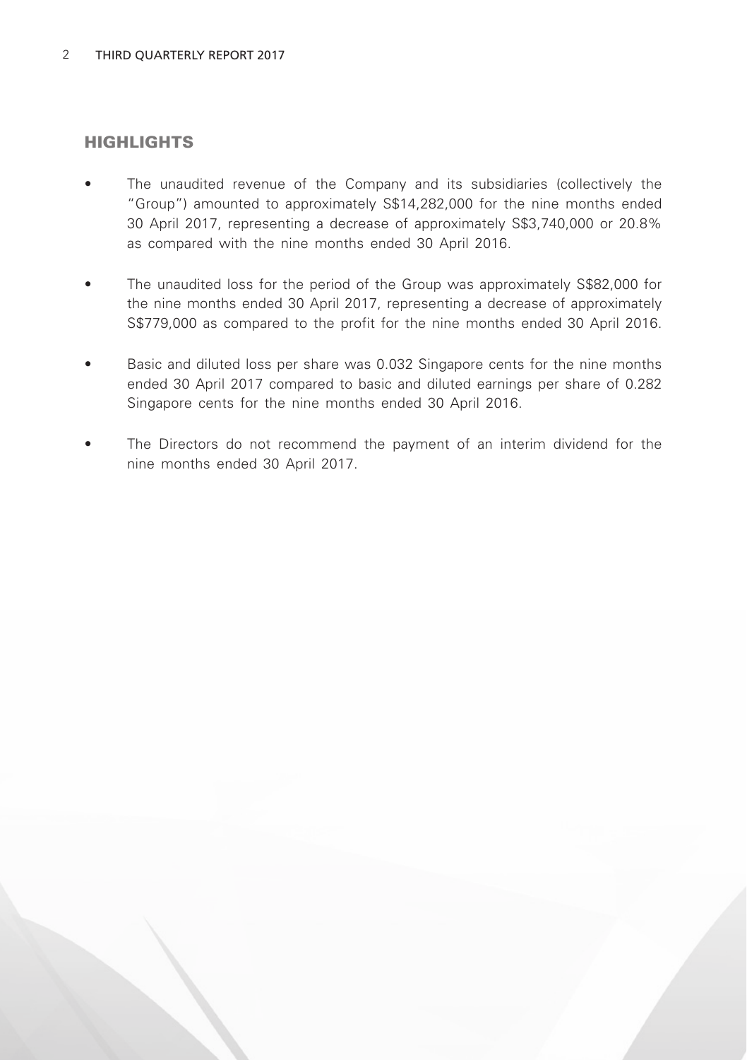## HIGHLIGHTS

- The unaudited revenue of the Company and its subsidiaries (collectively the "Group") amounted to approximately S$14,282,000 for the nine months ended 30 April 2017, representing a decrease of approximately S$3,740,000 or 20.8% as compared with the nine months ended 30 April 2016.
- The unaudited loss for the period of the Group was approximately S$82,000 for the nine months ended 30 April 2017, representing a decrease of approximately S$779,000 as compared to the profit for the nine months ended 30 April 2016.
- Basic and diluted loss per share was 0.032 Singapore cents for the nine months ended 30 April 2017 compared to basic and diluted earnings per share of 0.282 Singapore cents for the nine months ended 30 April 2016.
- The Directors do not recommend the payment of an interim dividend for the nine months ended 30 April 2017.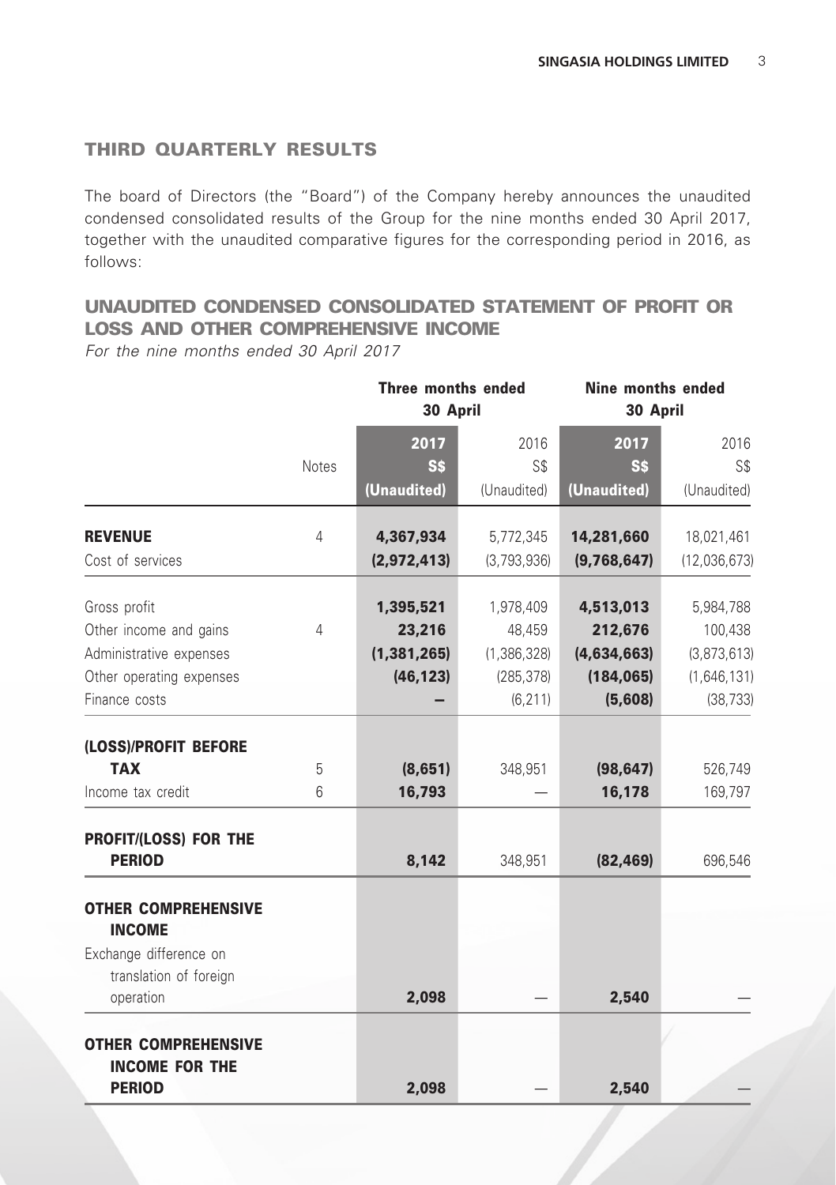## THIRD QUARTERLY RESULTS

The board of Directors (the "Board") of the Company hereby announces the unaudited condensed consolidated results of the Group for the nine months ended 30 April 2017, together with the unaudited comparative figures for the corresponding period in 2016, as follows:

## UNAUDITED CONDENSED CONSOLIDATED STATEMENT OF PROFIT OR LOSS AND OTHER COMPREHENSIVE INCOME

*For the nine months ended 30 April 2017*

| | | Three months ended 30 April | | Nine months ended 30 April | |
|---|---|---|---|---|---|
| | Notes | **2017 S$ (Unaudited)** | 2016 S$ (Unaudited) | **2017 S$ (Unaudited)** | 2016 S$ (Unaudited) |
| **REVENUE** | 4 | **4,367,934** | 5,772,345 | **14,281,660** | 18,021,461 |
| Cost of services | | **(2,972,413)** | (3,793,936) | **(9,768,647)** | (12,036,673) |
| Gross profit | | **1,395,521** | 1,978,409 | **4,513,013** | 5,984,788 |
| Other income and gains | 4 | **23,216** | 48,459 | **212,676** | 100,438 |
| Administrative expenses | | **(1,381,265)** | (1,386,328) | **(4,634,663)** | (3,873,613) |
| Other operating expenses | | **(46,123)** | (285,378) | **(184,065)** | (1,646,131) |
| Finance costs | | **–** | (6,211) | **(5,608)** | (38,733) |
| **(LOSS)/PROFIT BEFORE TAX** | 5 | **(8,651)** | 348,951 | **(98,647)** | 526,749 |
| Income tax credit | 6 | **16,793** | — | **16,178** | 169,797 |
| **PROFIT/(LOSS) FOR THE PERIOD** | | **8,142** | 348,951 | **(82,469)** | 696,546 |
| **OTHER COMPREHENSIVE INCOME** | | | | | |
| Exchange difference on translation of foreign operation | | **2,098** | — | **2,540** | — |
| **OTHER COMPREHENSIVE INCOME FOR THE PERIOD** | | **2,098** | — | **2,540** | — |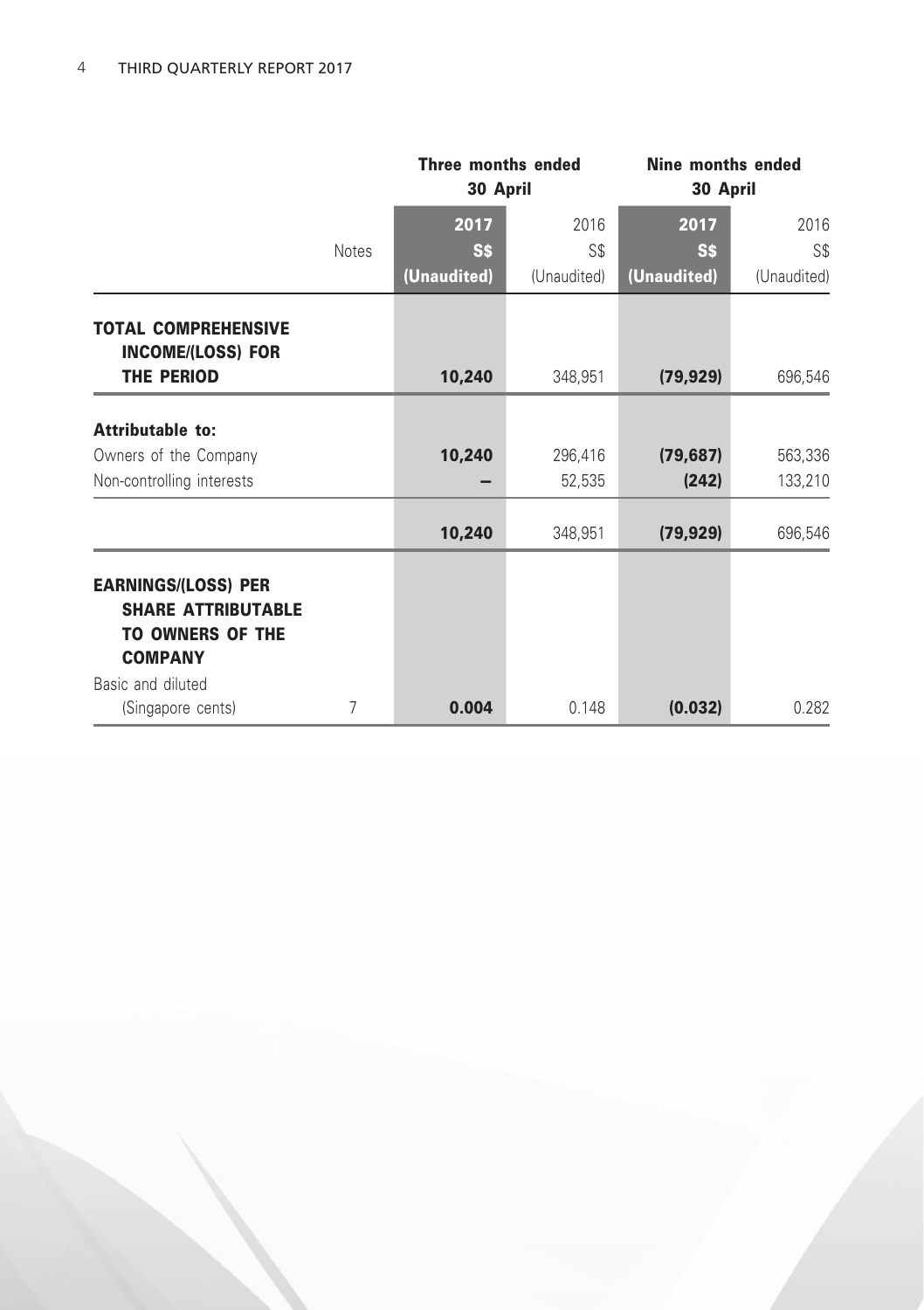| | Notes | Three months ended 30 April | | Nine months ended 30 April | |
|---|---|---|---|---|---|
| | | **2017** | 2016 | **2017** | 2016 |
| | | **S$** | S$ | **S$** | S$ |
| | | **(Unaudited)** | (Unaudited) | **(Unaudited)** | (Unaudited) |
| **TOTAL COMPREHENSIVE INCOME/(LOSS) FOR THE PERIOD** | | **10,240** | 348,951 | **(79,929)** | 696,546 |
| **Attributable to:** | | | | | |
| Owners of the Company | | **10,240** | 296,416 | **(79,687)** | 563,336 |
| Non-controlling interests | | **–** | 52,535 | **(242)** | 133,210 |
| | | **10,240** | 348,951 | **(79,929)** | 696,546 |
| **EARNINGS/(LOSS) PER SHARE ATTRIBUTABLE TO OWNERS OF THE COMPANY** | | | | | |
| Basic and diluted (Singapore cents) | 7 | **0.004** | 0.148 | **(0.032)** | 0.282 |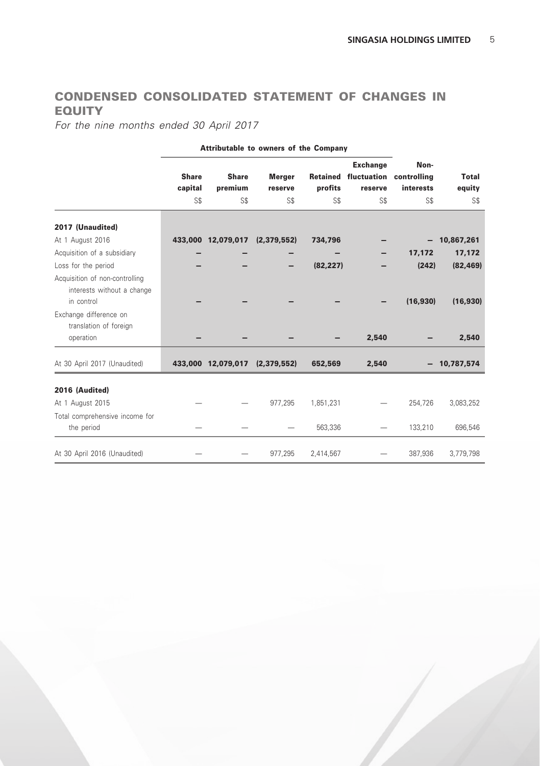# CONDENSED CONSOLIDATED STATEMENT OF CHANGES IN EQUITY

*For the nine months ended 30 April 2017*

| | Attributable to owners of the Company | | | | | | |
|---|---|---|---|---|---|---|---|
| | **Share capital** | **Share premium** | **Merger reserve** | **Retained profits** | **Exchange fluctuation reserve** | **Non-controlling interests** | **Total equity** |
| | S$ | S$ | S$ | S$ | S$ | S$ | S$ |
| **2017 (Unaudited)** | | | | | | | |
| At 1 August 2016 | **433,000** | **12,079,017** | **(2,379,552)** | **734,796** | **–** | **–** | **10,867,261** |
| Acquisition of a subsidiary | **–** | **–** | **–** | **–** | **–** | **17,172** | **17,172** |
| Loss for the period | **–** | **–** | **–** | **(82,227)** | **–** | **(242)** | **(82,469)** |
| Acquisition of non-controlling interests without a change in control | **–** | **–** | **–** | **–** | **–** | **(16,930)** | **(16,930)** |
| Exchange difference on translation of foreign operation | **–** | **–** | **–** | **–** | **2,540** | **–** | **2,540** |
| At 30 April 2017 (Unaudited) | **433,000** | **12,079,017** | **(2,379,552)** | **652,569** | **2,540** | **–** | **10,787,574** |
| **2016 (Audited)** | | | | | | | |
| At 1 August 2015 | — | — | 977,295 | 1,851,231 | — | 254,726 | 3,083,252 |
| Total comprehensive income for the period | — | — | — | 563,336 | — | 133,210 | 696,546 |
| At 30 April 2016 (Unaudited) | — | — | 977,295 | 2,414,567 | — | 387,936 | 3,779,798 |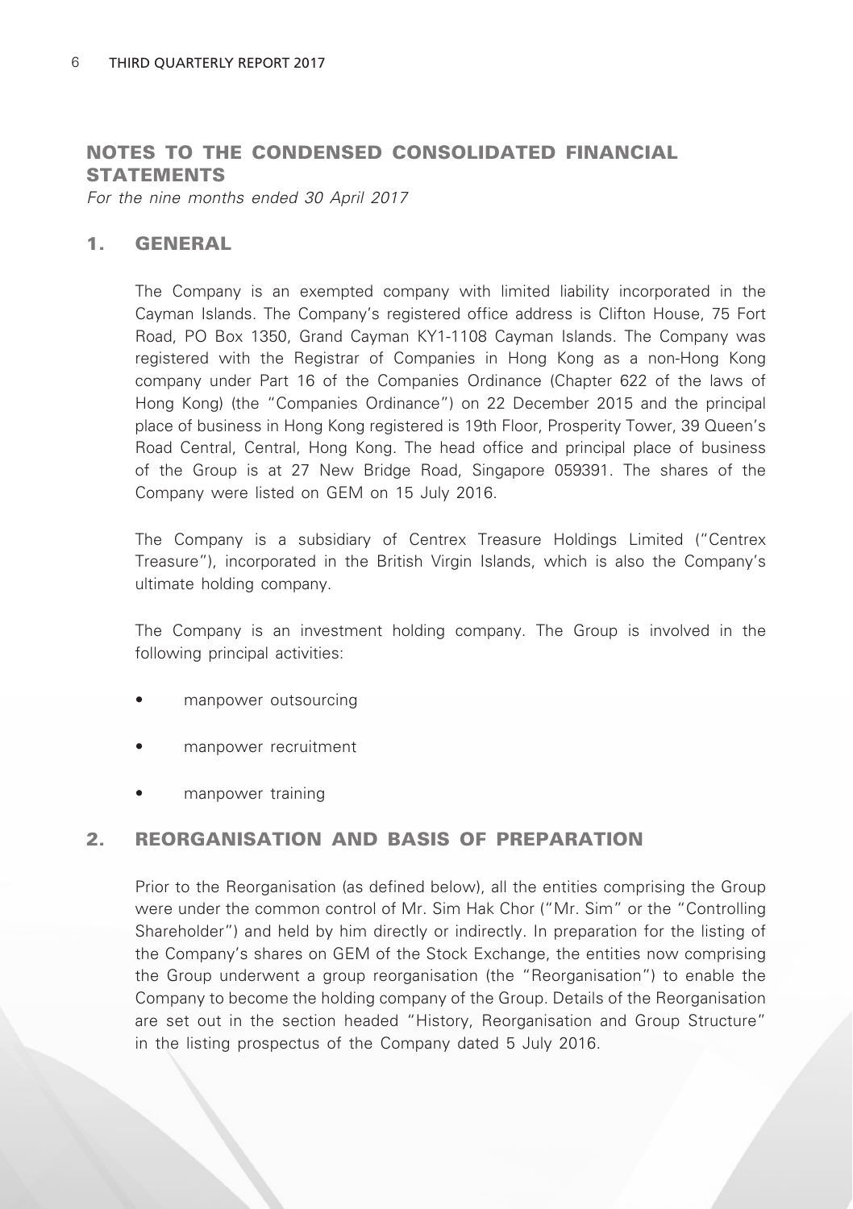## NOTES TO THE CONDENSED CONSOLIDATED FINANCIAL STATEMENTS

*For the nine months ended 30 April 2017*

### 1. GENERAL

The Company is an exempted company with limited liability incorporated in the Cayman Islands. The Company's registered office address is Clifton House, 75 Fort Road, PO Box 1350, Grand Cayman KY1-1108 Cayman Islands. The Company was registered with the Registrar of Companies in Hong Kong as a non-Hong Kong company under Part 16 of the Companies Ordinance (Chapter 622 of the laws of Hong Kong) (the "Companies Ordinance") on 22 December 2015 and the principal place of business in Hong Kong registered is 19th Floor, Prosperity Tower, 39 Queen's Road Central, Central, Hong Kong. The head office and principal place of business of the Group is at 27 New Bridge Road, Singapore 059391. The shares of the Company were listed on GEM on 15 July 2016.

The Company is a subsidiary of Centrex Treasure Holdings Limited ("Centrex Treasure"), incorporated in the British Virgin Islands, which is also the Company's ultimate holding company.

The Company is an investment holding company. The Group is involved in the following principal activities:

- manpower outsourcing
- manpower recruitment
- manpower training

### 2. REORGANISATION AND BASIS OF PREPARATION

Prior to the Reorganisation (as defined below), all the entities comprising the Group were under the common control of Mr. Sim Hak Chor ("Mr. Sim" or the "Controlling Shareholder") and held by him directly or indirectly. In preparation for the listing of the Company's shares on GEM of the Stock Exchange, the entities now comprising the Group underwent a group reorganisation (the "Reorganisation") to enable the Company to become the holding company of the Group. Details of the Reorganisation are set out in the section headed "History, Reorganisation and Group Structure" in the listing prospectus of the Company dated 5 July 2016.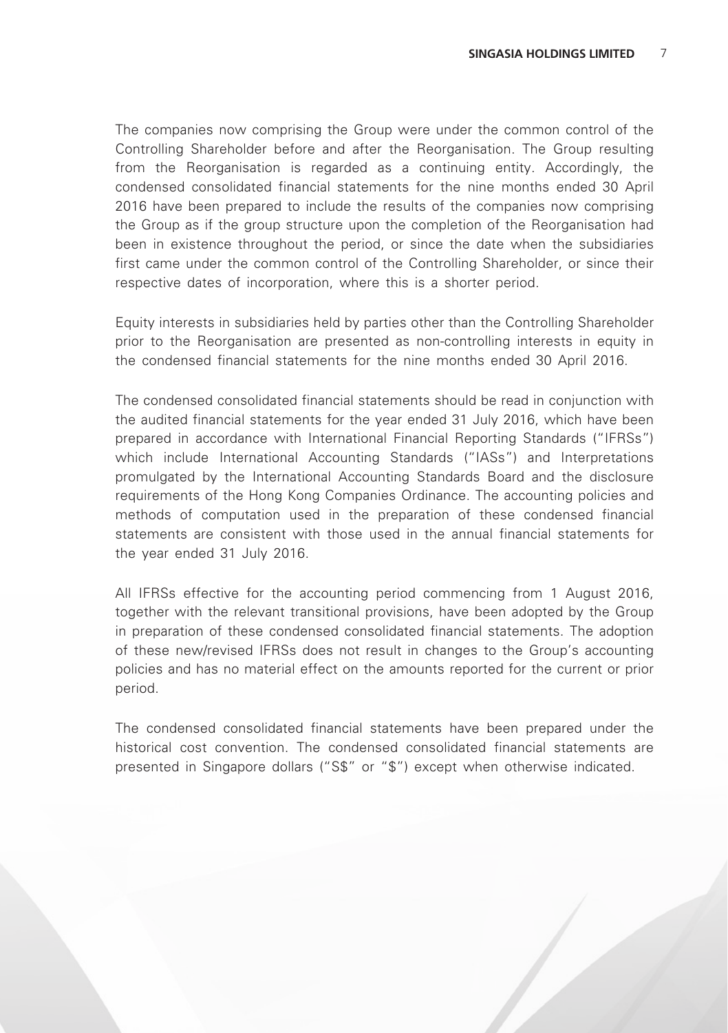The companies now comprising the Group were under the common control of the Controlling Shareholder before and after the Reorganisation. The Group resulting from the Reorganisation is regarded as a continuing entity. Accordingly, the condensed consolidated financial statements for the nine months ended 30 April 2016 have been prepared to include the results of the companies now comprising the Group as if the group structure upon the completion of the Reorganisation had been in existence throughout the period, or since the date when the subsidiaries first came under the common control of the Controlling Shareholder, or since their respective dates of incorporation, where this is a shorter period.

Equity interests in subsidiaries held by parties other than the Controlling Shareholder prior to the Reorganisation are presented as non-controlling interests in equity in the condensed financial statements for the nine months ended 30 April 2016.

The condensed consolidated financial statements should be read in conjunction with the audited financial statements for the year ended 31 July 2016, which have been prepared in accordance with International Financial Reporting Standards ("IFRSs") which include International Accounting Standards ("IASs") and Interpretations promulgated by the International Accounting Standards Board and the disclosure requirements of the Hong Kong Companies Ordinance. The accounting policies and methods of computation used in the preparation of these condensed financial statements are consistent with those used in the annual financial statements for the year ended 31 July 2016.

All IFRSs effective for the accounting period commencing from 1 August 2016, together with the relevant transitional provisions, have been adopted by the Group in preparation of these condensed consolidated financial statements. The adoption of these new/revised IFRSs does not result in changes to the Group's accounting policies and has no material effect on the amounts reported for the current or prior period.

The condensed consolidated financial statements have been prepared under the historical cost convention. The condensed consolidated financial statements are presented in Singapore dollars ("S$" or "$") except when otherwise indicated.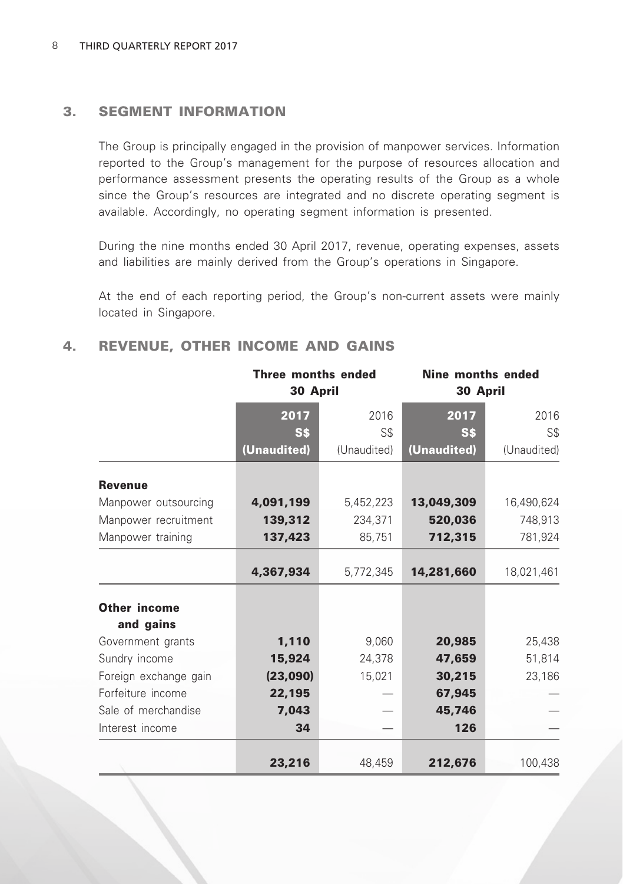## 3. SEGMENT INFORMATION

The Group is principally engaged in the provision of manpower services. Information reported to the Group's management for the purpose of resources allocation and performance assessment presents the operating results of the Group as a whole since the Group's resources are integrated and no discrete operating segment is available. Accordingly, no operating segment information is presented.

During the nine months ended 30 April 2017, revenue, operating expenses, assets and liabilities are mainly derived from the Group's operations in Singapore.

At the end of each reporting period, the Group's non-current assets were mainly located in Singapore.

## 4. REVENUE, OTHER INCOME AND GAINS

| | Three months ended 30 April | | Nine months ended 30 April | |
|---|---|---|---|---|
| | **2017** | 2016 | **2017** | 2016 |
| | **S$** | S$ | **S$** | S$ |
| | **(Unaudited)** | (Unaudited) | **(Unaudited)** | (Unaudited) |
| **Revenue** | | | | |
| Manpower outsourcing | **4,091,199** | 5,452,223 | **13,049,309** | 16,490,624 |
| Manpower recruitment | **139,312** | 234,371 | **520,036** | 748,913 |
| Manpower training | **137,423** | 85,751 | **712,315** | 781,924 |
| | **4,367,934** | 5,772,345 | **14,281,660** | 18,021,461 |
| **Other income and gains** | | | | |
| Government grants | **1,110** | 9,060 | **20,985** | 25,438 |
| Sundry income | **15,924** | 24,378 | **47,659** | 51,814 |
| Foreign exchange gain | **(23,090)** | 15,021 | **30,215** | 23,186 |
| Forfeiture income | **22,195** | — | **67,945** | — |
| Sale of merchandise | **7,043** | — | **45,746** | — |
| Interest income | **34** | — | **126** | — |
| | **23,216** | 48,459 | **212,676** | 100,438 |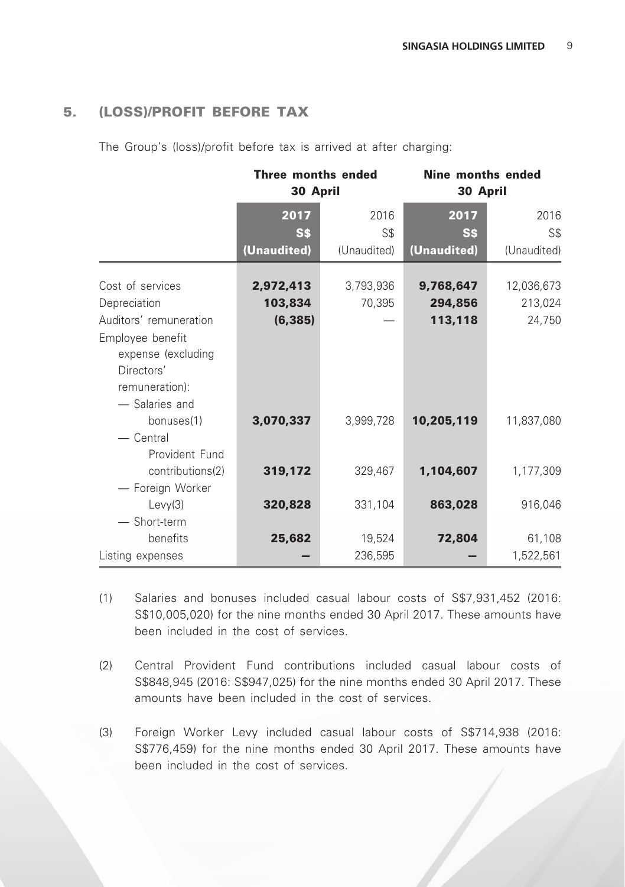## 5. (LOSS)/PROFIT BEFORE TAX

The Group's (loss)/profit before tax is arrived at after charging:

| | Three months ended 30 April | | Nine months ended 30 April | |
|---|---|---|---|---|
| | **2017** | 2016 | **2017** | 2016 |
| | **S$** | S$ | **S$** | S$ |
| | **(Unaudited)** | (Unaudited) | **(Unaudited)** | (Unaudited) |
| Cost of services | **2,972,413** | 3,793,936 | **9,768,647** | 12,036,673 |
| Depreciation | **103,834** | 70,395 | **294,856** | 213,024 |
| Auditors' remuneration | **(6,385)** | — | **113,118** | 24,750 |
| Employee benefit expense (excluding Directors' remuneration): | | | | |
| — Salaries and bonuses(1) | **3,070,337** | 3,999,728 | **10,205,119** | 11,837,080 |
| — Central Provident Fund contributions(2) | **319,172** | 329,467 | **1,104,607** | 1,177,309 |
| — Foreign Worker Levy(3) | **320,828** | 331,104 | **863,028** | 916,046 |
| — Short-term benefits | **25,682** | 19,524 | **72,804** | 61,108 |
| Listing expenses | **–** | 236,595 | **–** | 1,522,561 |

(1) Salaries and bonuses included casual labour costs of S$7,931,452 (2016: S$10,005,020) for the nine months ended 30 April 2017. These amounts have been included in the cost of services.

(2) Central Provident Fund contributions included casual labour costs of S$848,945 (2016: S$947,025) for the nine months ended 30 April 2017. These amounts have been included in the cost of services.

(3) Foreign Worker Levy included casual labour costs of S$714,938 (2016: S$776,459) for the nine months ended 30 April 2017. These amounts have been included in the cost of services.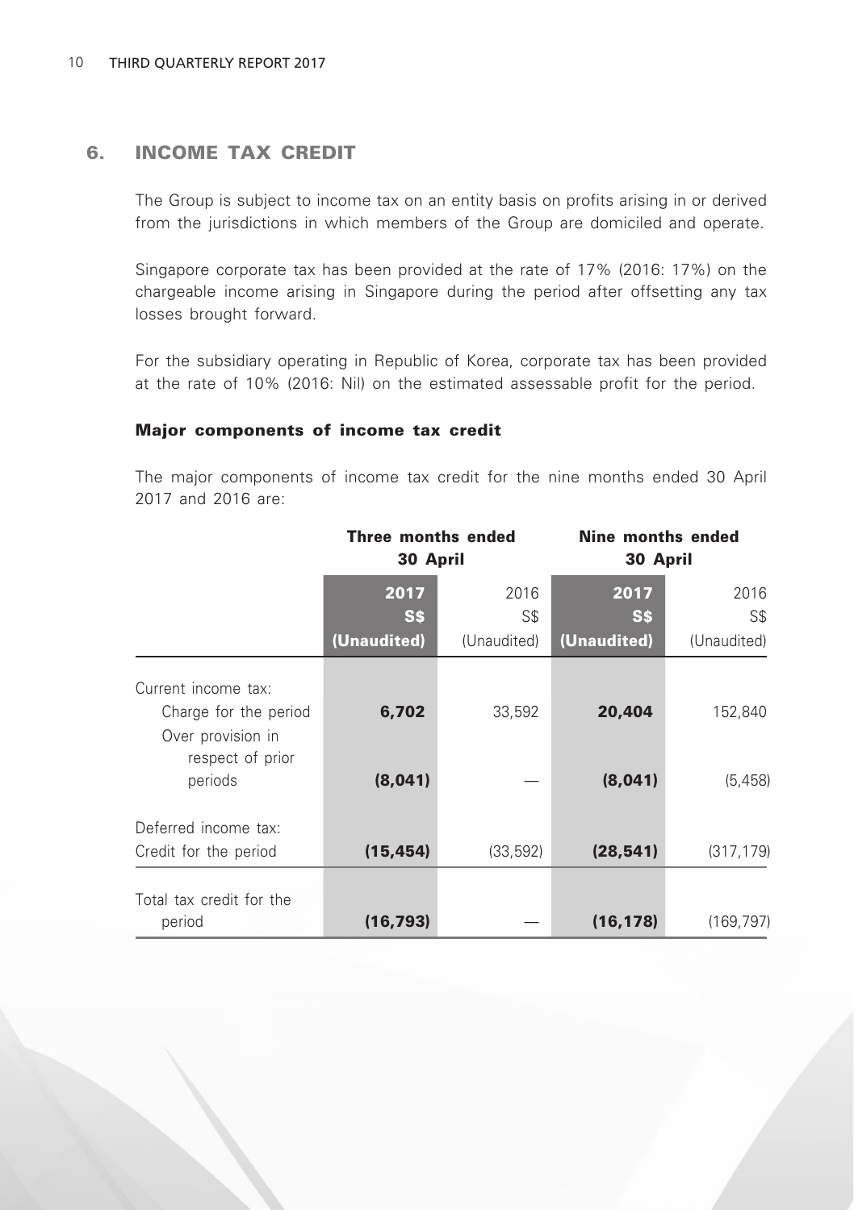## 6. INCOME TAX CREDIT

The Group is subject to income tax on an entity basis on profits arising in or derived from the jurisdictions in which members of the Group are domiciled and operate.

Singapore corporate tax has been provided at the rate of 17% (2016: 17%) on the chargeable income arising in Singapore during the period after offsetting any tax losses brought forward.

For the subsidiary operating in Republic of Korea, corporate tax has been provided at the rate of 10% (2016: Nil) on the estimated assessable profit for the period.

### Major components of income tax credit

The major components of income tax credit for the nine months ended 30 April 2017 and 2016 are:

| | Three months ended 30 April | | Nine months ended 30 April | |
|---|---|---|---|---|
| | **2017** | 2016 | **2017** | 2016 |
| | **S$** | S$ | **S$** | S$ |
| | **(Unaudited)** | (Unaudited) | **(Unaudited)** | (Unaudited) |
| Current income tax: | | | | |
| Charge for the period | **6,702** | 33,592 | **20,404** | 152,840 |
| Over provision in respect of prior periods | **(8,041)** | — | **(8,041)** | (5,458) |
| Deferred income tax: | | | | |
| Credit for the period | **(15,454)** | (33,592) | **(28,541)** | (317,179) |
| Total tax credit for the period | **(16,793)** | — | **(16,178)** | (169,797) |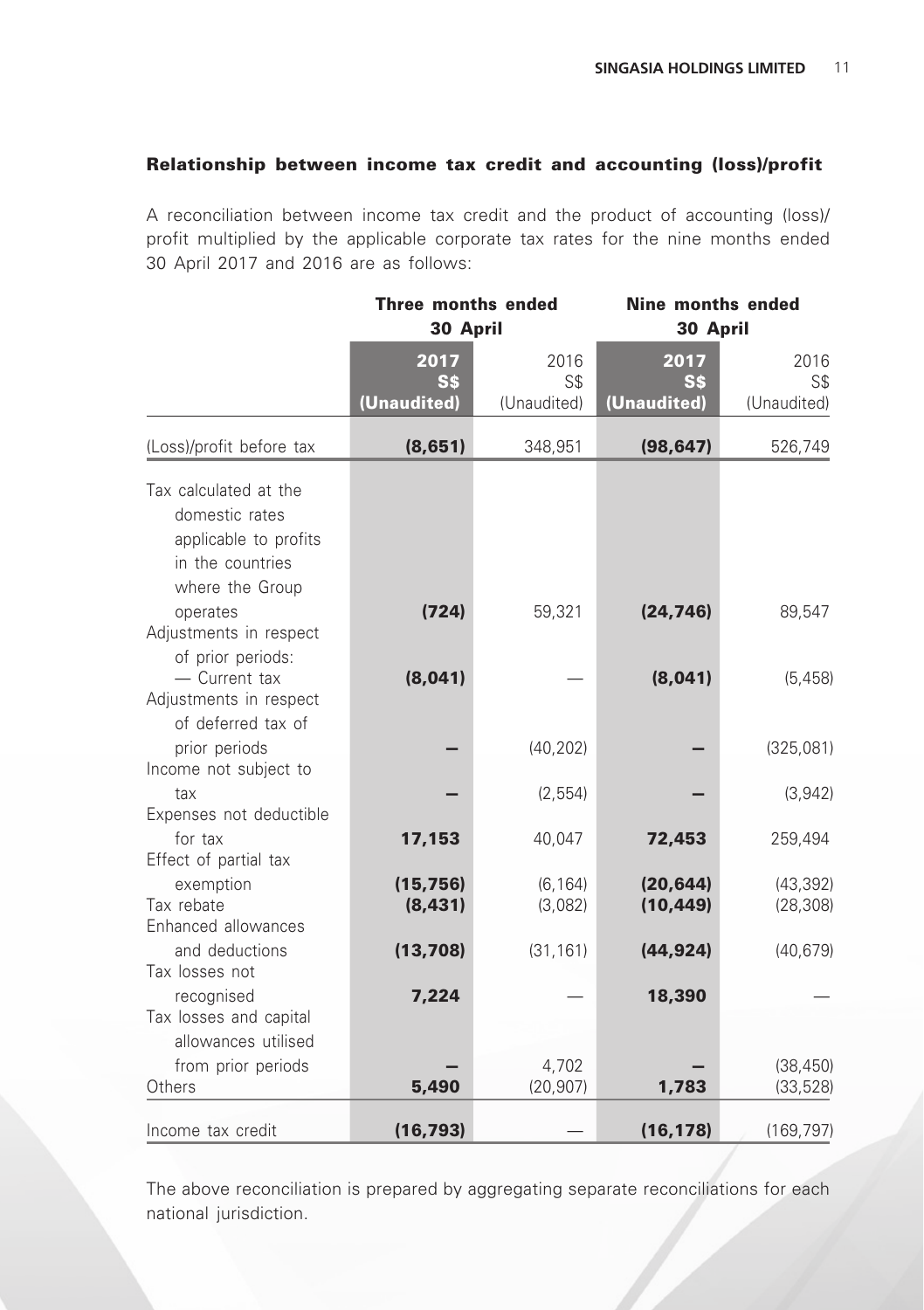### Relationship between income tax credit and accounting (loss)/profit

A reconciliation between income tax credit and the product of accounting (loss)/profit multiplied by the applicable corporate tax rates for the nine months ended 30 April 2017 and 2016 are as follows:

| | Three months ended 30 April | | Nine months ended 30 April | |
|---|---|---|---|---|
| | **2017** | 2016 | **2017** | 2016 |
| | **S$** | S$ | **S$** | S$ |
| | **(Unaudited)** | (Unaudited) | **(Unaudited)** | (Unaudited) |
| (Loss)/profit before tax | **(8,651)** | 348,951 | **(98,647)** | 526,749 |
| Tax calculated at the domestic rates applicable to profits in the countries where the Group operates | **(724)** | 59,321 | **(24,746)** | 89,547 |
| Adjustments in respect of prior periods: | | | | |
| — Current tax | **(8,041)** | — | **(8,041)** | (5,458) |
| Adjustments in respect of deferred tax of prior periods | **—** | (40,202) | **—** | (325,081) |
| Income not subject to tax | **—** | (2,554) | **—** | (3,942) |
| Expenses not deductible for tax | **17,153** | 40,047 | **72,453** | 259,494 |
| Effect of partial tax exemption | **(15,756)** | (6,164) | **(20,644)** | (43,392) |
| Tax rebate | **(8,431)** | (3,082) | **(10,449)** | (28,308) |
| Enhanced allowances and deductions | **(13,708)** | (31,161) | **(44,924)** | (40,679) |
| Tax losses not recognised | **7,224** | — | **18,390** | — |
| Tax losses and capital allowances utilised from prior periods | **—** | 4,702 | **—** | (38,450) |
| Others | **5,490** | (20,907) | **1,783** | (33,528) |
| Income tax credit | **(16,793)** | — | **(16,178)** | (169,797) |

The above reconciliation is prepared by aggregating separate reconciliations for each national jurisdiction.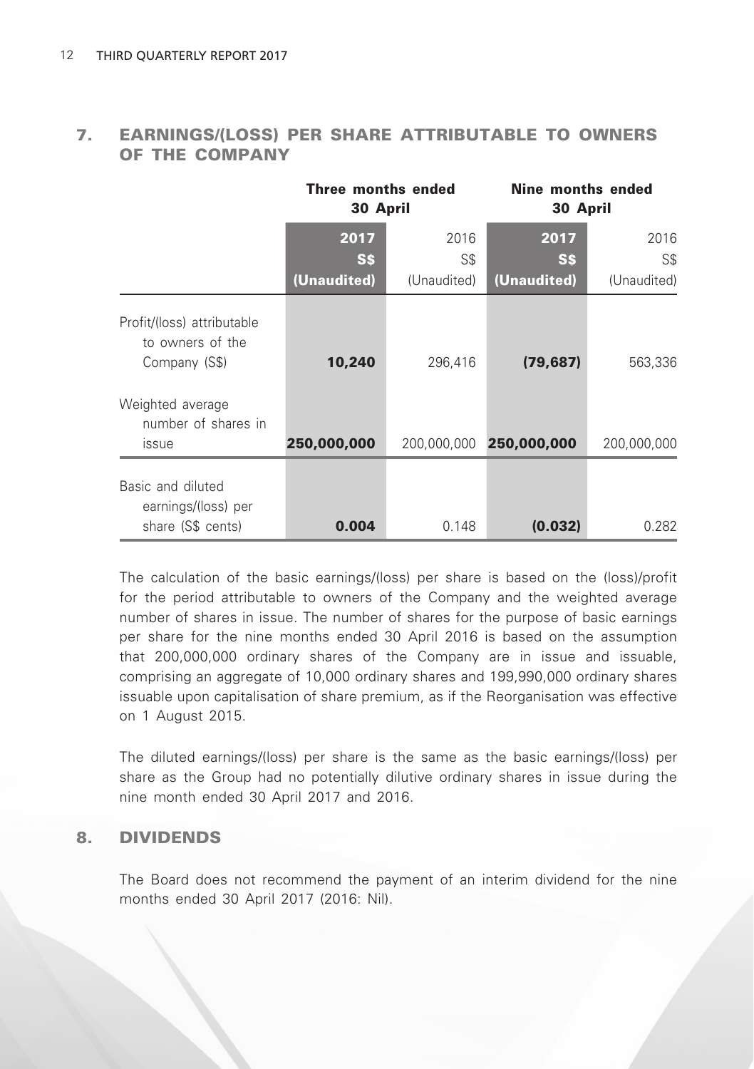## 7. EARNINGS/(LOSS) PER SHARE ATTRIBUTABLE TO OWNERS OF THE COMPANY

| | Three months ended 30 April | | Nine months ended 30 April | |
|---|---|---|---|---|
| | **2017** | 2016 | **2017** | 2016 |
| | **S$** | S$ | **S$** | S$ |
| | **(Unaudited)** | (Unaudited) | **(Unaudited)** | (Unaudited) |
| Profit/(loss) attributable to owners of the Company (S$) | **10,240** | 296,416 | **(79,687)** | 563,336 |
| Weighted average number of shares in issue | **250,000,000** | 200,000,000 | **250,000,000** | 200,000,000 |
| Basic and diluted earnings/(loss) per share (S$ cents) | **0.004** | 0.148 | **(0.032)** | 0.282 |

The calculation of the basic earnings/(loss) per share is based on the (loss)/profit for the period attributable to owners of the Company and the weighted average number of shares in issue. The number of shares for the purpose of basic earnings per share for the nine months ended 30 April 2016 is based on the assumption that 200,000,000 ordinary shares of the Company are in issue and issuable, comprising an aggregate of 10,000 ordinary shares and 199,990,000 ordinary shares issuable upon capitalisation of share premium, as if the Reorganisation was effective on 1 August 2015.

The diluted earnings/(loss) per share is the same as the basic earnings/(loss) per share as the Group had no potentially dilutive ordinary shares in issue during the nine month ended 30 April 2017 and 2016.

## 8. DIVIDENDS

The Board does not recommend the payment of an interim dividend for the nine months ended 30 April 2017 (2016: Nil).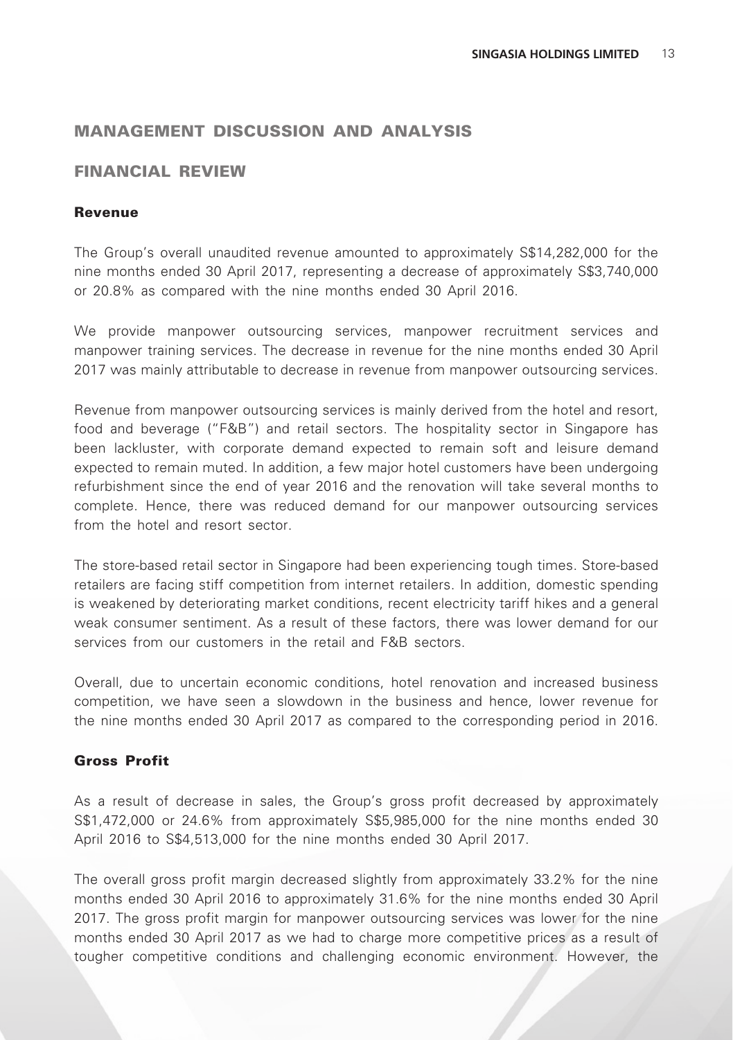## MANAGEMENT DISCUSSION AND ANALYSIS

## FINANCIAL REVIEW

### Revenue

The Group's overall unaudited revenue amounted to approximately S$14,282,000 for the nine months ended 30 April 2017, representing a decrease of approximately S$3,740,000 or 20.8% as compared with the nine months ended 30 April 2016.

We provide manpower outsourcing services, manpower recruitment services and manpower training services. The decrease in revenue for the nine months ended 30 April 2017 was mainly attributable to decrease in revenue from manpower outsourcing services.

Revenue from manpower outsourcing services is mainly derived from the hotel and resort, food and beverage ("F&B") and retail sectors. The hospitality sector in Singapore has been lackluster, with corporate demand expected to remain soft and leisure demand expected to remain muted. In addition, a few major hotel customers have been undergoing refurbishment since the end of year 2016 and the renovation will take several months to complete. Hence, there was reduced demand for our manpower outsourcing services from the hotel and resort sector.

The store-based retail sector in Singapore had been experiencing tough times. Store-based retailers are facing stiff competition from internet retailers. In addition, domestic spending is weakened by deteriorating market conditions, recent electricity tariff hikes and a general weak consumer sentiment. As a result of these factors, there was lower demand for our services from our customers in the retail and F&B sectors.

Overall, due to uncertain economic conditions, hotel renovation and increased business competition, we have seen a slowdown in the business and hence, lower revenue for the nine months ended 30 April 2017 as compared to the corresponding period in 2016.

### Gross Profit

As a result of decrease in sales, the Group's gross profit decreased by approximately S$1,472,000 or 24.6% from approximately S$5,985,000 for the nine months ended 30 April 2016 to S$4,513,000 for the nine months ended 30 April 2017.

The overall gross profit margin decreased slightly from approximately 33.2% for the nine months ended 30 April 2016 to approximately 31.6% for the nine months ended 30 April 2017. The gross profit margin for manpower outsourcing services was lower for the nine months ended 30 April 2017 as we had to charge more competitive prices as a result of tougher competitive conditions and challenging economic environment. However, the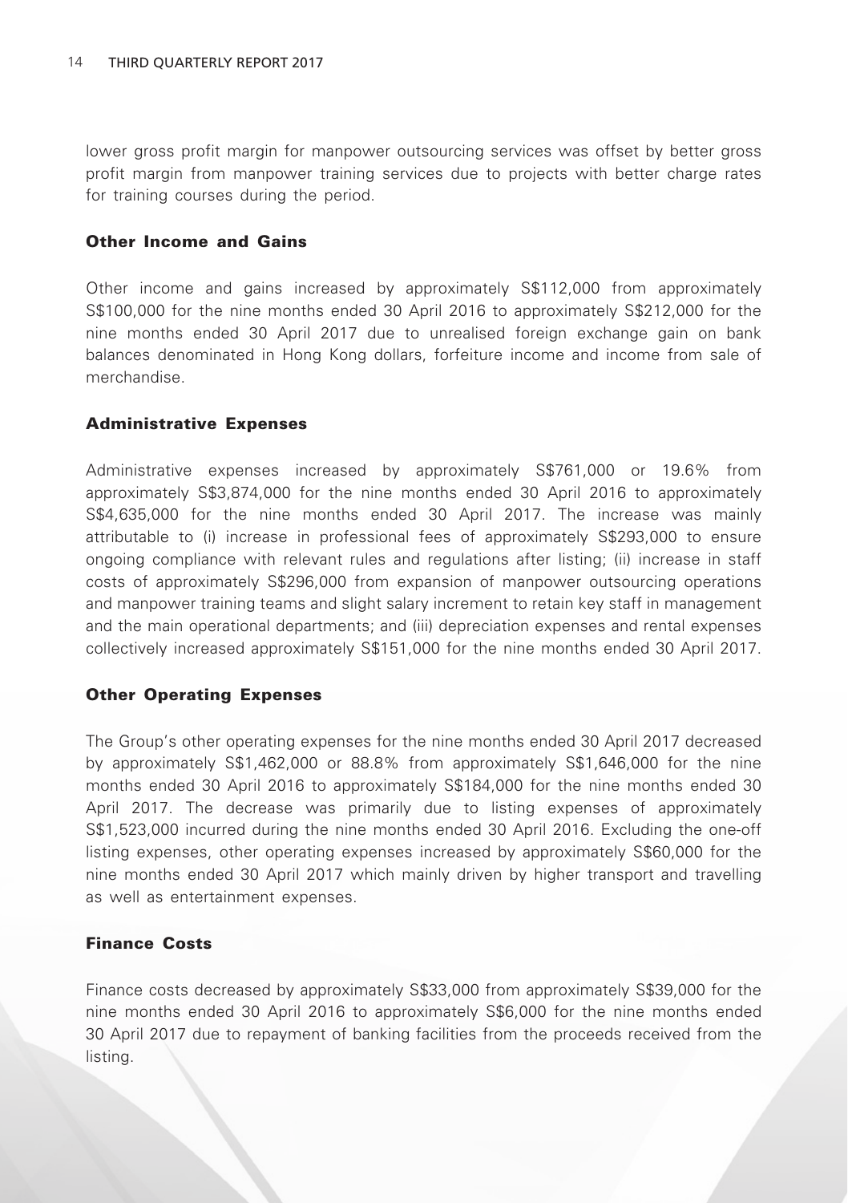lower gross profit margin for manpower outsourcing services was offset by better gross profit margin from manpower training services due to projects with better charge rates for training courses during the period.

### Other Income and Gains

Other income and gains increased by approximately S$112,000 from approximately S$100,000 for the nine months ended 30 April 2016 to approximately S$212,000 for the nine months ended 30 April 2017 due to unrealised foreign exchange gain on bank balances denominated in Hong Kong dollars, forfeiture income and income from sale of merchandise.

### Administrative Expenses

Administrative expenses increased by approximately S$761,000 or 19.6% from approximately S$3,874,000 for the nine months ended 30 April 2016 to approximately S$4,635,000 for the nine months ended 30 April 2017. The increase was mainly attributable to (i) increase in professional fees of approximately S$293,000 to ensure ongoing compliance with relevant rules and regulations after listing; (ii) increase in staff costs of approximately S$296,000 from expansion of manpower outsourcing operations and manpower training teams and slight salary increment to retain key staff in management and the main operational departments; and (iii) depreciation expenses and rental expenses collectively increased approximately S$151,000 for the nine months ended 30 April 2017.

### Other Operating Expenses

The Group's other operating expenses for the nine months ended 30 April 2017 decreased by approximately S$1,462,000 or 88.8% from approximately S$1,646,000 for the nine months ended 30 April 2016 to approximately S$184,000 for the nine months ended 30 April 2017. The decrease was primarily due to listing expenses of approximately S$1,523,000 incurred during the nine months ended 30 April 2016. Excluding the one-off listing expenses, other operating expenses increased by approximately S$60,000 for the nine months ended 30 April 2017 which mainly driven by higher transport and travelling as well as entertainment expenses.

### Finance Costs

Finance costs decreased by approximately S$33,000 from approximately S$39,000 for the nine months ended 30 April 2016 to approximately S$6,000 for the nine months ended 30 April 2017 due to repayment of banking facilities from the proceeds received from the listing.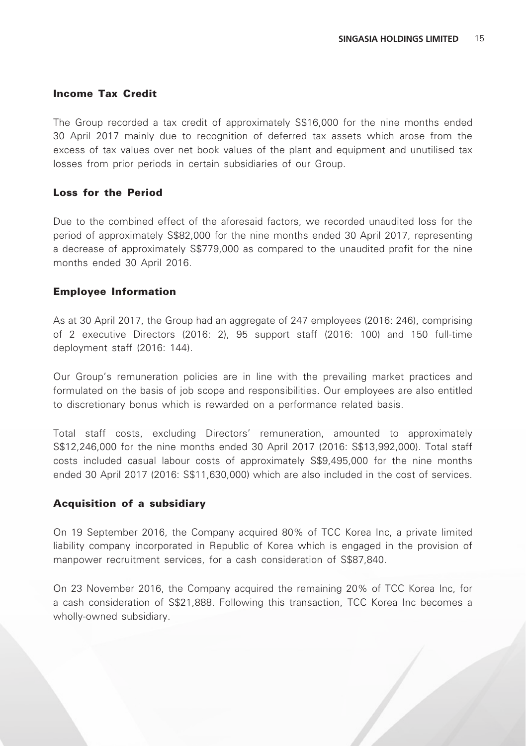### Income Tax Credit

The Group recorded a tax credit of approximately S$16,000 for the nine months ended 30 April 2017 mainly due to recognition of deferred tax assets which arose from the excess of tax values over net book values of the plant and equipment and unutilised tax losses from prior periods in certain subsidiaries of our Group.

### Loss for the Period

Due to the combined effect of the aforesaid factors, we recorded unaudited loss for the period of approximately S$82,000 for the nine months ended 30 April 2017, representing a decrease of approximately S$779,000 as compared to the unaudited profit for the nine months ended 30 April 2016.

### Employee Information

As at 30 April 2017, the Group had an aggregate of 247 employees (2016: 246), comprising of 2 executive Directors (2016: 2), 95 support staff (2016: 100) and 150 full-time deployment staff (2016: 144).

Our Group's remuneration policies are in line with the prevailing market practices and formulated on the basis of job scope and responsibilities. Our employees are also entitled to discretionary bonus which is rewarded on a performance related basis.

Total staff costs, excluding Directors' remuneration, amounted to approximately S$12,246,000 for the nine months ended 30 April 2017 (2016: S$13,992,000). Total staff costs included casual labour costs of approximately S$9,495,000 for the nine months ended 30 April 2017 (2016: S$11,630,000) which are also included in the cost of services.

### Acquisition of a subsidiary

On 19 September 2016, the Company acquired 80% of TCC Korea Inc, a private limited liability company incorporated in Republic of Korea which is engaged in the provision of manpower recruitment services, for a cash consideration of S$87,840.

On 23 November 2016, the Company acquired the remaining 20% of TCC Korea Inc, for a cash consideration of S$21,888. Following this transaction, TCC Korea Inc becomes a wholly-owned subsidiary.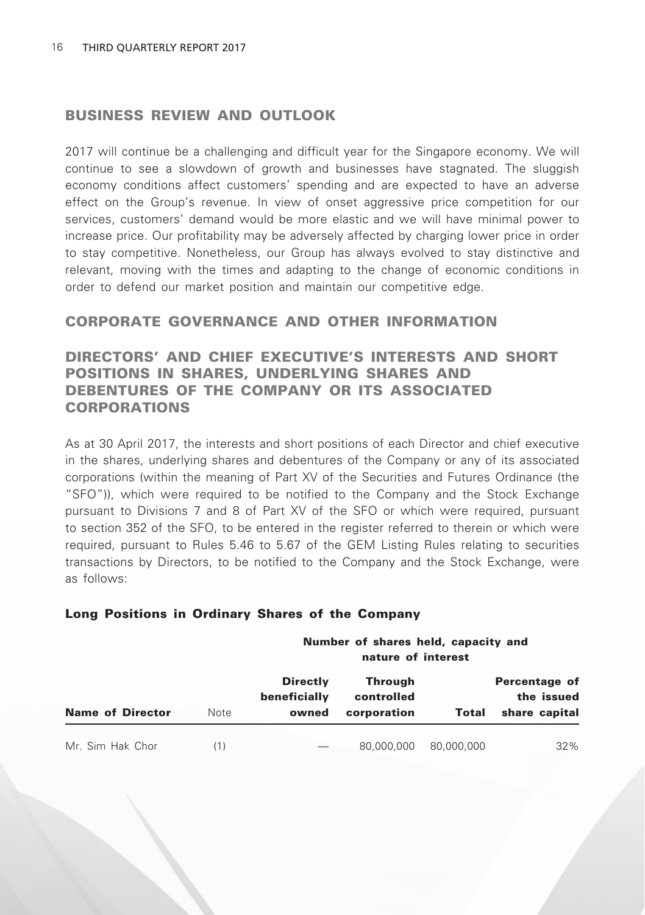## BUSINESS REVIEW AND OUTLOOK

2017 will continue be a challenging and difficult year for the Singapore economy. We will continue to see a slowdown of growth and businesses have stagnated. The sluggish economy conditions affect customers' spending and are expected to have an adverse effect on the Group's revenue. In view of onset aggressive price competition for our services, customers' demand would be more elastic and we will have minimal power to increase price. Our profitability may be adversely affected by charging lower price in order to stay competitive. Nonetheless, our Group has always evolved to stay distinctive and relevant, moving with the times and adapting to the change of economic conditions in order to defend our market position and maintain our competitive edge.

## CORPORATE GOVERNANCE AND OTHER INFORMATION

## DIRECTORS' AND CHIEF EXECUTIVE'S INTERESTS AND SHORT POSITIONS IN SHARES, UNDERLYING SHARES AND DEBENTURES OF THE COMPANY OR ITS ASSOCIATED CORPORATIONS

As at 30 April 2017, the interests and short positions of each Director and chief executive in the shares, underlying shares and debentures of the Company or any of its associated corporations (within the meaning of Part XV of the Securities and Futures Ordinance (the "SFO")), which were required to be notified to the Company and the Stock Exchange pursuant to Divisions 7 and 8 of Part XV of the SFO or which were required, pursuant to section 352 of the SFO, to be entered in the register referred to therein or which were required, pursuant to Rules 5.46 to 5.67 of the GEM Listing Rules relating to securities transactions by Directors, to be notified to the Company and the Stock Exchange, were as follows:

### Long Positions in Ordinary Shares of the Company

| | | Number of shares held, capacity and nature of interest | | | |
|---|---|---|---|---|---|
| **Name of Director** | Note | **Directly beneficially owned** | **Through controlled corporation** | **Total** | **Percentage of the issued share capital** |
| Mr. Sim Hak Chor | (1) | — | 80,000,000 | 80,000,000 | 32% |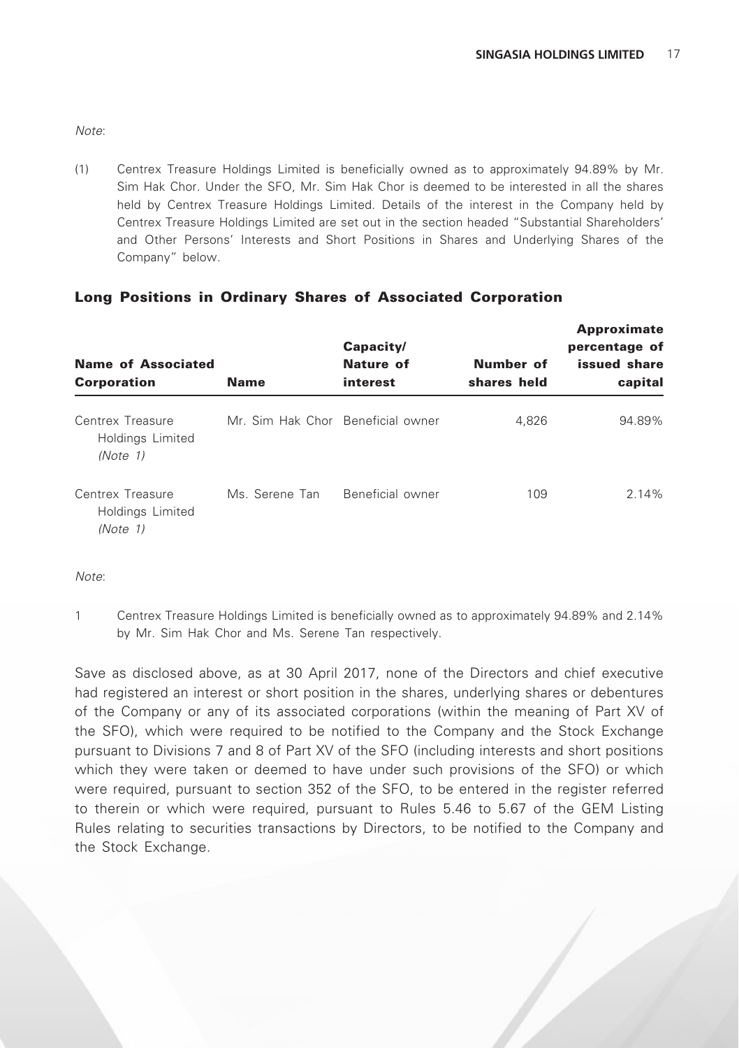*Note*:

(1) Centrex Treasure Holdings Limited is beneficially owned as to approximately 94.89% by Mr. Sim Hak Chor. Under the SFO, Mr. Sim Hak Chor is deemed to be interested in all the shares held by Centrex Treasure Holdings Limited. Details of the interest in the Company held by Centrex Treasure Holdings Limited are set out in the section headed "Substantial Shareholders' and Other Persons' Interests and Short Positions in Shares and Underlying Shares of the Company" below.

## Long Positions in Ordinary Shares of Associated Corporation

| Name of Associated Corporation | Name | Capacity/ Nature of interest | Number of shares held | Approximate percentage of issued share capital |
|---|---|---|---|---|
| Centrex Treasure Holdings Limited *(Note 1)* | Mr. Sim Hak Chor | Beneficial owner | 4,826 | 94.89% |
| Centrex Treasure Holdings Limited *(Note 1)* | Ms. Serene Tan | Beneficial owner | 109 | 2.14% |

*Note*:

1 Centrex Treasure Holdings Limited is beneficially owned as to approximately 94.89% and 2.14% by Mr. Sim Hak Chor and Ms. Serene Tan respectively.

Save as disclosed above, as at 30 April 2017, none of the Directors and chief executive had registered an interest or short position in the shares, underlying shares or debentures of the Company or any of its associated corporations (within the meaning of Part XV of the SFO), which were required to be notified to the Company and the Stock Exchange pursuant to Divisions 7 and 8 of Part XV of the SFO (including interests and short positions which they were taken or deemed to have under such provisions of the SFO) or which were required, pursuant to section 352 of the SFO, to be entered in the register referred to therein or which were required, pursuant to Rules 5.46 to 5.67 of the GEM Listing Rules relating to securities transactions by Directors, to be notified to the Company and the Stock Exchange.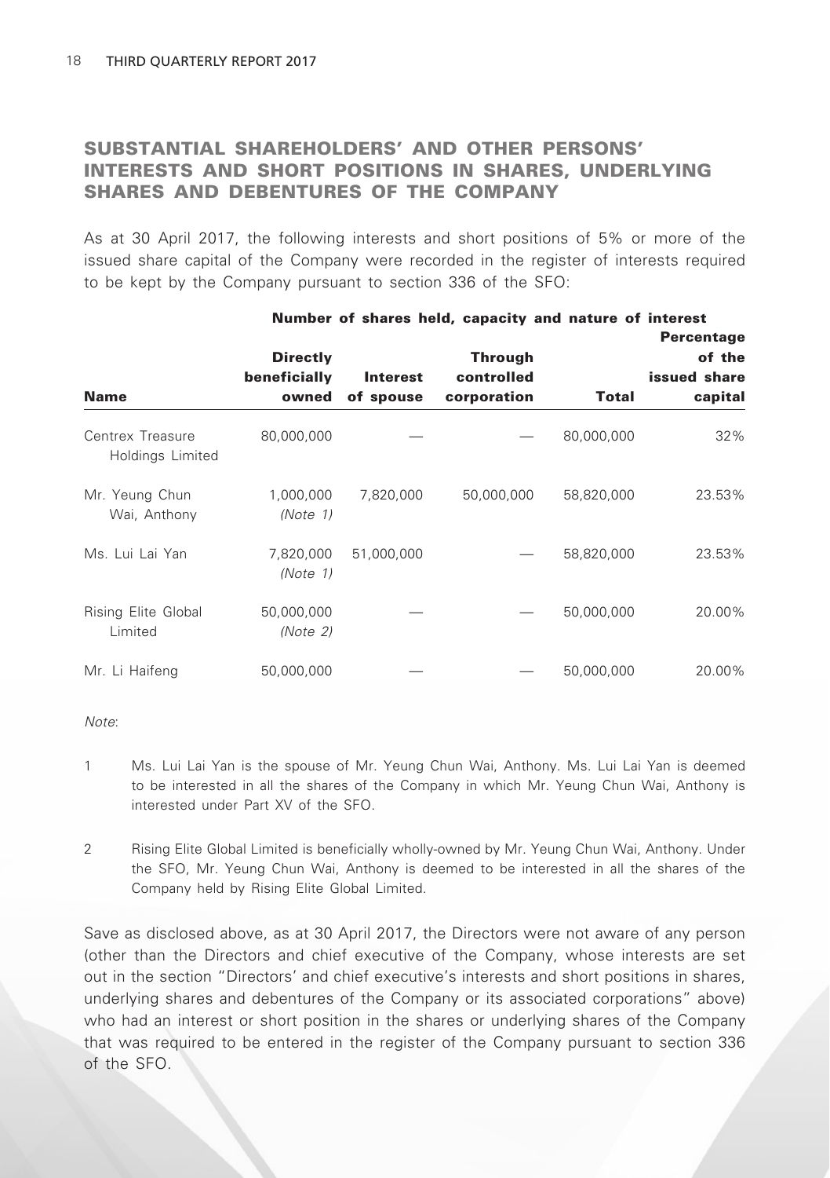## SUBSTANTIAL SHAREHOLDERS' AND OTHER PERSONS' INTERESTS AND SHORT POSITIONS IN SHARES, UNDERLYING SHARES AND DEBENTURES OF THE COMPANY

As at 30 April 2017, the following interests and short positions of 5% or more of the issued share capital of the Company were recorded in the register of interests required to be kept by the Company pursuant to section 336 of the SFO:

| | Number of shares held, capacity and nature of interest | | | | |
|---|---|---|---|---|---|
| **Name** | **Directly beneficially owned** | **Interest of spouse** | **Through controlled corporation** | **Total** | **Percentage of the issued share capital** |
| Centrex Treasure Holdings Limited | 80,000,000 | — | — | 80,000,000 | 32% |
| Mr. Yeung Chun Wai, Anthony | 1,000,000 *(Note 1)* | 7,820,000 | 50,000,000 | 58,820,000 | 23.53% |
| Ms. Lui Lai Yan | 7,820,000 *(Note 1)* | 51,000,000 | — | 58,820,000 | 23.53% |
| Rising Elite Global Limited | 50,000,000 *(Note 2)* | — | — | 50,000,000 | 20.00% |
| Mr. Li Haifeng | 50,000,000 | — | — | 50,000,000 | 20.00% |

*Note*:

1. Ms. Lui Lai Yan is the spouse of Mr. Yeung Chun Wai, Anthony. Ms. Lui Lai Yan is deemed to be interested in all the shares of the Company in which Mr. Yeung Chun Wai, Anthony is interested under Part XV of the SFO.

2. Rising Elite Global Limited is beneficially wholly-owned by Mr. Yeung Chun Wai, Anthony. Under the SFO, Mr. Yeung Chun Wai, Anthony is deemed to be interested in all the shares of the Company held by Rising Elite Global Limited.

Save as disclosed above, as at 30 April 2017, the Directors were not aware of any person (other than the Directors and chief executive of the Company, whose interests are set out in the section "Directors' and chief executive's interests and short positions in shares, underlying shares and debentures of the Company or its associated corporations" above) who had an interest or short position in the shares or underlying shares of the Company that was required to be entered in the register of the Company pursuant to section 336 of the SFO.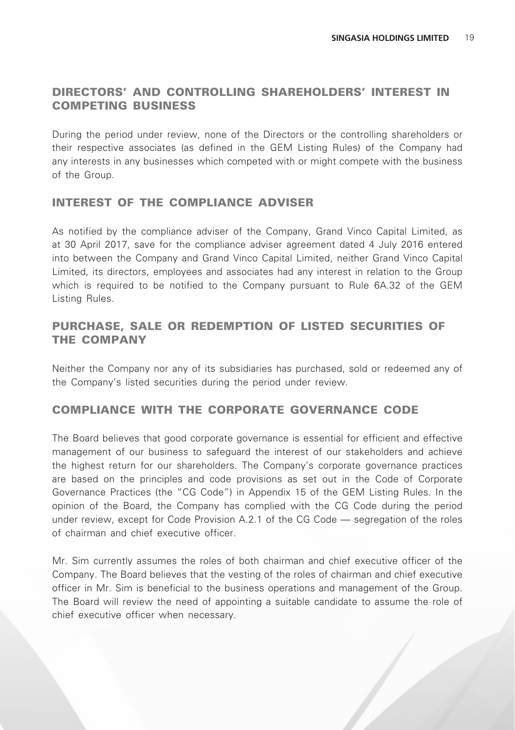## DIRECTORS' AND CONTROLLING SHAREHOLDERS' INTEREST IN COMPETING BUSINESS

During the period under review, none of the Directors or the controlling shareholders or their respective associates (as defined in the GEM Listing Rules) of the Company had any interests in any businesses which competed with or might compete with the business of the Group.

## INTEREST OF THE COMPLIANCE ADVISER

As notified by the compliance adviser of the Company, Grand Vinco Capital Limited, as at 30 April 2017, save for the compliance adviser agreement dated 4 July 2016 entered into between the Company and Grand Vinco Capital Limited, neither Grand Vinco Capital Limited, its directors, employees and associates had any interest in relation to the Group which is required to be notified to the Company pursuant to Rule 6A.32 of the GEM Listing Rules.

## PURCHASE, SALE OR REDEMPTION OF LISTED SECURITIES OF THE COMPANY

Neither the Company nor any of its subsidiaries has purchased, sold or redeemed any of the Company's listed securities during the period under review.

## COMPLIANCE WITH THE CORPORATE GOVERNANCE CODE

The Board believes that good corporate governance is essential for efficient and effective management of our business to safeguard the interest of our stakeholders and achieve the highest return for our shareholders. The Company's corporate governance practices are based on the principles and code provisions as set out in the Code of Corporate Governance Practices (the "CG Code") in Appendix 15 of the GEM Listing Rules. In the opinion of the Board, the Company has complied with the CG Code during the period under review, except for Code Provision A.2.1 of the CG Code — segregation of the roles of chairman and chief executive officer.

Mr. Sim currently assumes the roles of both chairman and chief executive officer of the Company. The Board believes that the vesting of the roles of chairman and chief executive officer in Mr. Sim is beneficial to the business operations and management of the Group. The Board will review the need of appointing a suitable candidate to assume the role of chief executive officer when necessary.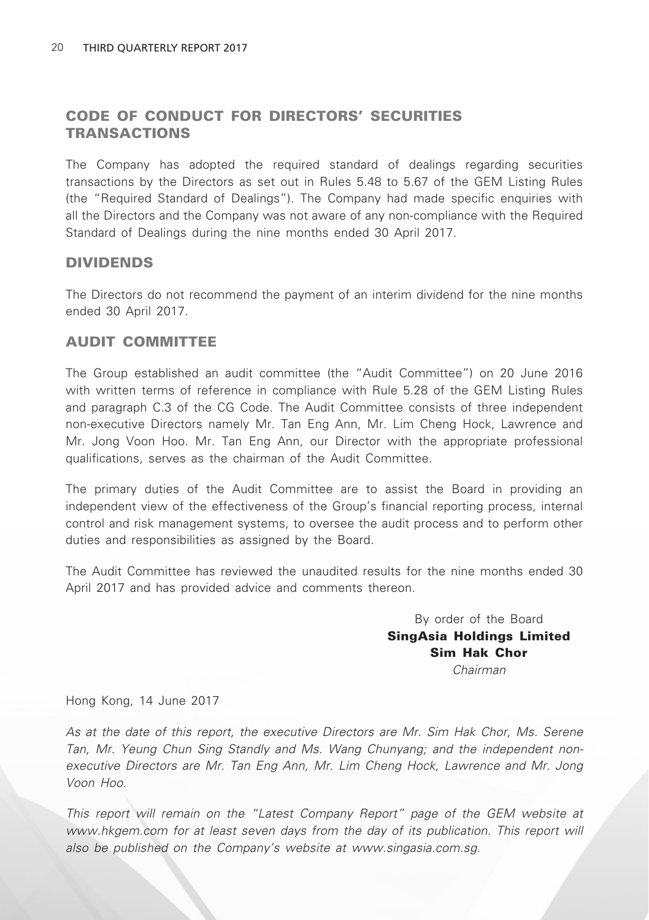## CODE OF CONDUCT FOR DIRECTORS' SECURITIES TRANSACTIONS

The Company has adopted the required standard of dealings regarding securities transactions by the Directors as set out in Rules 5.48 to 5.67 of the GEM Listing Rules (the "Required Standard of Dealings"). The Company had made specific enquiries with all the Directors and the Company was not aware of any non-compliance with the Required Standard of Dealings during the nine months ended 30 April 2017.

## DIVIDENDS

The Directors do not recommend the payment of an interim dividend for the nine months ended 30 April 2017.

## AUDIT COMMITTEE

The Group established an audit committee (the "Audit Committee") on 20 June 2016 with written terms of reference in compliance with Rule 5.28 of the GEM Listing Rules and paragraph C.3 of the CG Code. The Audit Committee consists of three independent non-executive Directors namely Mr. Tan Eng Ann, Mr. Lim Cheng Hock, Lawrence and Mr. Jong Voon Hoo. Mr. Tan Eng Ann, our Director with the appropriate professional qualifications, serves as the chairman of the Audit Committee.

The primary duties of the Audit Committee are to assist the Board in providing an independent view of the effectiveness of the Group's financial reporting process, internal control and risk management systems, to oversee the audit process and to perform other duties and responsibilities as assigned by the Board.

The Audit Committee has reviewed the unaudited results for the nine months ended 30 April 2017 and has provided advice and comments thereon.

By order of the Board
**SingAsia Holdings Limited**
**Sim Hak Chor**
*Chairman*

Hong Kong, 14 June 2017

*As at the date of this report, the executive Directors are Mr. Sim Hak Chor, Ms. Serene Tan, Mr. Yeung Chun Sing Standly and Ms. Wang Chunyang; and the independent non-executive Directors are Mr. Tan Eng Ann, Mr. Lim Cheng Hock, Lawrence and Mr. Jong Voon Hoo.*

*This report will remain on the "Latest Company Report" page of the GEM website at www.hkgem.com for at least seven days from the day of its publication. This report will also be published on the Company's website at www.singasia.com.sg.*